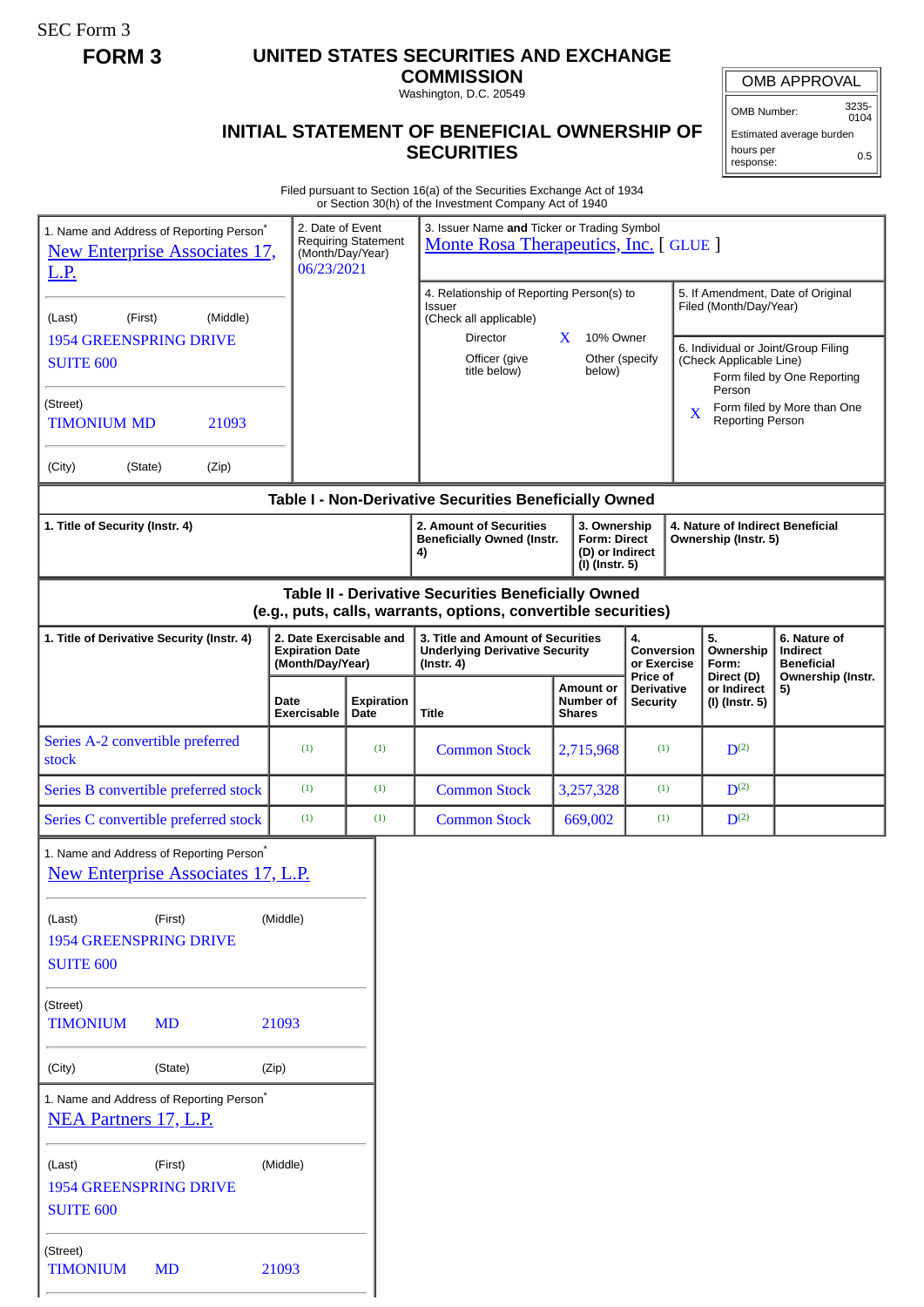SEC Form 3

**FORM 3**

# UNITED STATES SECURITIES AND EXCHANGE COMMISSION

Washington, D.C. 20549

## INITIAL STATEMENT OF BENEFICIAL OWNERSHIP OF SECURITIES

| OMB APPROVAL | |
|---|---|
| OMB Number: | 3235-0104 |
| Estimated average burden | |
| hours per response: | 0.5 |

Filed pursuant to Section 16(a) of the Securities Exchange Act of 1934 or Section 30(h) of the Investment Company Act of 1940

1. Name and Address of Reporting Person*
New Enterprise Associates 17, L.P.

(Last) (First) (Middle)
1954 GREENSPRING DRIVE
SUITE 600

(Street)
TIMONIUM MD 21093

(City) (State) (Zip)

2. Date of Event Requiring Statement (Month/Day/Year)
06/23/2021

3. Issuer Name **and** Ticker or Trading Symbol
Monte Rosa Therapeutics, Inc. [ GLUE ]

4. Relationship of Reporting Person(s) to Issuer (Check all applicable)
- Director
- X 10% Owner
- Officer (give title below)
- Other (specify below)

5. If Amendment, Date of Original Filed (Month/Day/Year)

6. Individual or Joint/Group Filing (Check Applicable Line)
- Form filed by One Reporting Person
- X Form filed by More than One Reporting Person

### Table I - Non-Derivative Securities Beneficially Owned

| 1. Title of Security (Instr. 4) | 2. Amount of Securities Beneficially Owned (Instr. 4) | 3. Ownership Form: Direct (D) or Indirect (I) (Instr. 5) | 4. Nature of Indirect Beneficial Ownership (Instr. 5) |
|---|---|---|---|

### Table II - Derivative Securities Beneficially Owned (e.g., puts, calls, warrants, options, convertible securities)

| 1. Title of Derivative Security (Instr. 4) | 2. Date Exercisable and Expiration Date (Month/Day/Year) | | 3. Title and Amount of Securities Underlying Derivative Security (Instr. 4) | | 4. Conversion or Exercise Price of Derivative Security | 5. Ownership Form: Direct (D) or Indirect (I) (Instr. 5) | 6. Nature of Indirect Beneficial Ownership (Instr. 5) |
|---|---|---|---|---|---|---|---|
| | Date Exercisable | Expiration Date | Title | Amount or Number of Shares | | | |
| Series A-2 convertible preferred stock | (1) | (1) | Common Stock | 2,715,968 | (1) | D(2) | |
| Series B convertible preferred stock | (1) | (1) | Common Stock | 3,257,328 | (1) | D(2) | |
| Series C convertible preferred stock | (1) | (1) | Common Stock | 669,002 | (1) | D(2) | |

1. Name and Address of Reporting Person*
New Enterprise Associates 17, L.P.

(Last) (First) (Middle)
1954 GREENSPRING DRIVE
SUITE 600

(Street)
TIMONIUM MD 21093

(City) (State) (Zip)

1. Name and Address of Reporting Person*
NEA Partners 17, L.P.

(Last) (First) (Middle)
1954 GREENSPRING DRIVE
SUITE 600

(Street)
TIMONIUM MD 21093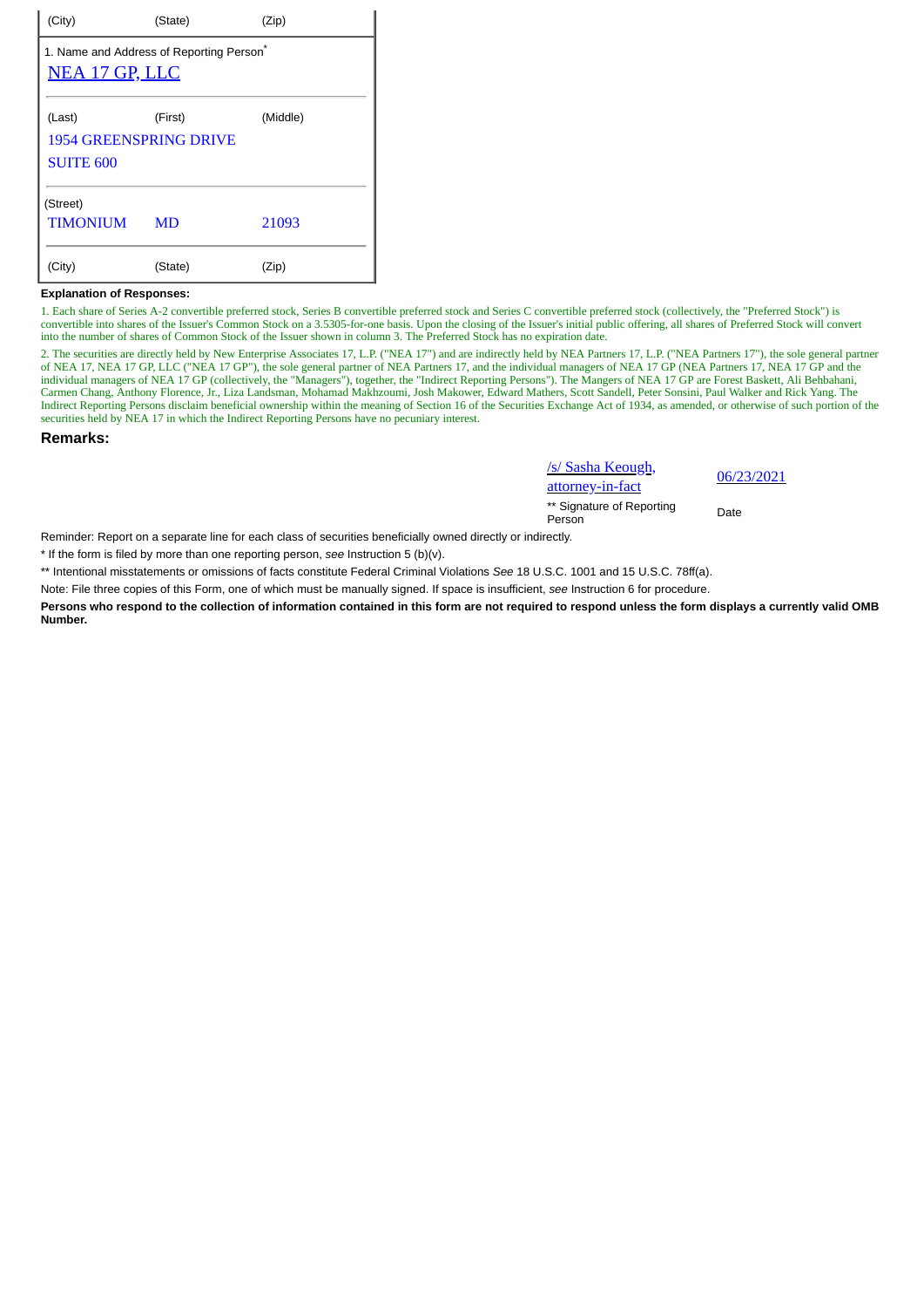| (City) | (State) | (Zip) |
| --- | --- | --- |

1. Name and Address of Reporting Person*

NEA 17 GP, LLC

| (Last) | (First) | (Middle) |
| --- | --- | --- |
| 1954 GREENSPRING DRIVE | | |
| SUITE 600 | | |

(Street)

| TIMONIUM | MD | 21093 |
| --- | --- | --- |
| (City) | (State) | (Zip) |

**Explanation of Responses:**

1. Each share of Series A-2 convertible preferred stock, Series B convertible preferred stock and Series C convertible preferred stock (collectively, the "Preferred Stock") is convertible into shares of the Issuer's Common Stock on a 3.5305-for-one basis. Upon the closing of the Issuer's initial public offering, all shares of Preferred Stock will convert into the number of shares of Common Stock of the Issuer shown in column 3. The Preferred Stock has no expiration date.

2. The securities are directly held by New Enterprise Associates 17, L.P. ("NEA 17") and are indirectly held by NEA Partners 17, L.P. ("NEA Partners 17"), the sole general partner of NEA 17, NEA 17 GP, LLC ("NEA 17 GP"), the sole general partner of NEA Partners 17, and the individual managers of NEA 17 GP (NEA Partners 17, NEA 17 GP and the individual managers of NEA 17 GP (collectively, the "Managers"), together, the "Indirect Reporting Persons"). The Mangers of NEA 17 GP are Forest Baskett, Ali Behbahani, Carmen Chang, Anthony Florence, Jr., Liza Landsman, Mohamad Makhzoumi, Josh Makower, Edward Mathers, Scott Sandell, Peter Sonsini, Paul Walker and Rick Yang. The Indirect Reporting Persons disclaim beneficial ownership within the meaning of Section 16 of the Securities Exchange Act of 1934, as amended, or otherwise of such portion of the securities held by NEA 17 in which the Indirect Reporting Persons have no pecuniary interest.

**Remarks:**

| | |
| --- | --- |
| /s/ Sasha Keough, attorney-in-fact | 06/23/2021 |
| ** Signature of Reporting Person | Date |

Reminder: Report on a separate line for each class of securities beneficially owned directly or indirectly.

* If the form is filed by more than one reporting person, *see* Instruction 5 (b)(v).

** Intentional misstatements or omissions of facts constitute Federal Criminal Violations *See* 18 U.S.C. 1001 and 15 U.S.C. 78ff(a).

Note: File three copies of this Form, one of which must be manually signed. If space is insufficient, *see* Instruction 6 for procedure.

**Persons who respond to the collection of information contained in this form are not required to respond unless the form displays a currently valid OMB Number.**